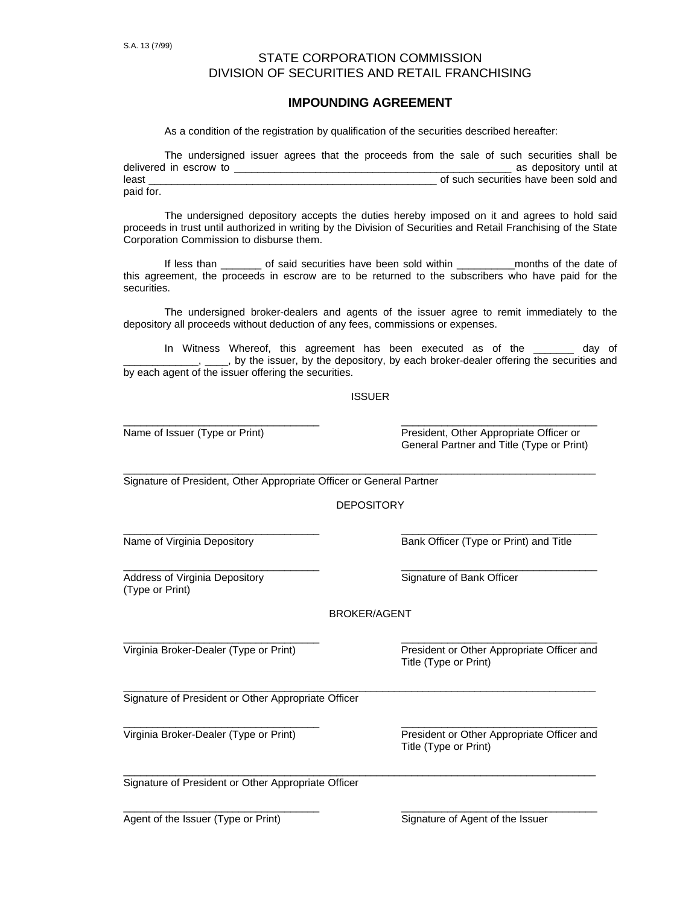S.A. 13 (7/99)

STATE CORPORATION COMMISSION
DIVISION OF SECURITIES AND RETAIL FRANCHISING

# IMPOUNDING AGREEMENT

As a condition of the registration by qualification of the securities described hereafter:

The undersigned issuer agrees that the proceeds from the sale of such securities shall be delivered in escrow to ________________________________________________ as depository until at least __________________________________________________ of such securities have been sold and paid for.

The undersigned depository accepts the duties hereby imposed on it and agrees to hold said proceeds in trust until authorized in writing by the Division of Securities and Retail Franchising of the State Corporation Commission to disburse them.

If less than _______ of said securities have been sold within __________months of the date of this agreement, the proceeds in escrow are to be returned to the subscribers who have paid for the securities.

The undersigned broker-dealers and agents of the issuer agree to remit immediately to the depository all proceeds without deduction of any fees, commissions or expenses.

In Witness Whereof, this agreement has been executed as of the _______ day of _____________, ____, by the issuer, by the depository, by each broker-dealer offering the securities and by each agent of the issuer offering the securities.

ISSUER

__________________________________
Name of Issuer (Type or Print)

__________________________________
President, Other Appropriate Officer or General Partner and Title (Type or Print)

__________________________________________________________________________________
Signature of President, Other Appropriate Officer or General Partner

DEPOSITORY

__________________________________
Name of Virginia Depository

__________________________________
Bank Officer (Type or Print) and Title

__________________________________
Address of Virginia Depository (Type or Print)

__________________________________
Signature of Bank Officer

BROKER/AGENT

__________________________________
Virginia Broker-Dealer (Type or Print)

__________________________________
President or Other Appropriate Officer and Title (Type or Print)

__________________________________________________________________________________
Signature of President or Other Appropriate Officer

__________________________________
Virginia Broker-Dealer (Type or Print)

__________________________________
President or Other Appropriate Officer and Title (Type or Print)

__________________________________________________________________________________
Signature of President or Other Appropriate Officer

__________________________________
Agent of the Issuer (Type or Print)

__________________________________
Signature of Agent of the Issuer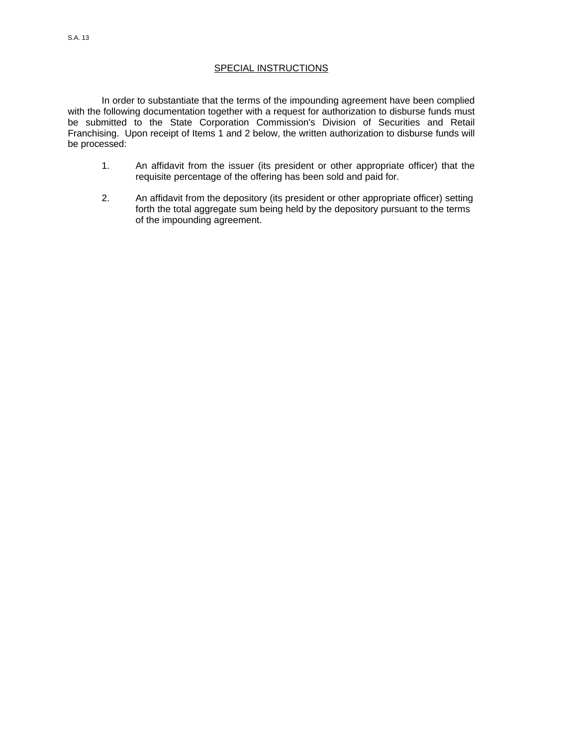S.A. 13

## SPECIAL INSTRUCTIONS

In order to substantiate that the terms of the impounding agreement have been complied with the following documentation together with a request for authorization to disburse funds must be submitted to the State Corporation Commission's Division of Securities and Retail Franchising. Upon receipt of Items 1 and 2 below, the written authorization to disburse funds will be processed:

1. An affidavit from the issuer (its president or other appropriate officer) that the requisite percentage of the offering has been sold and paid for.

2. An affidavit from the depository (its president or other appropriate officer) setting forth the total aggregate sum being held by the depository pursuant to the terms of the impounding agreement.